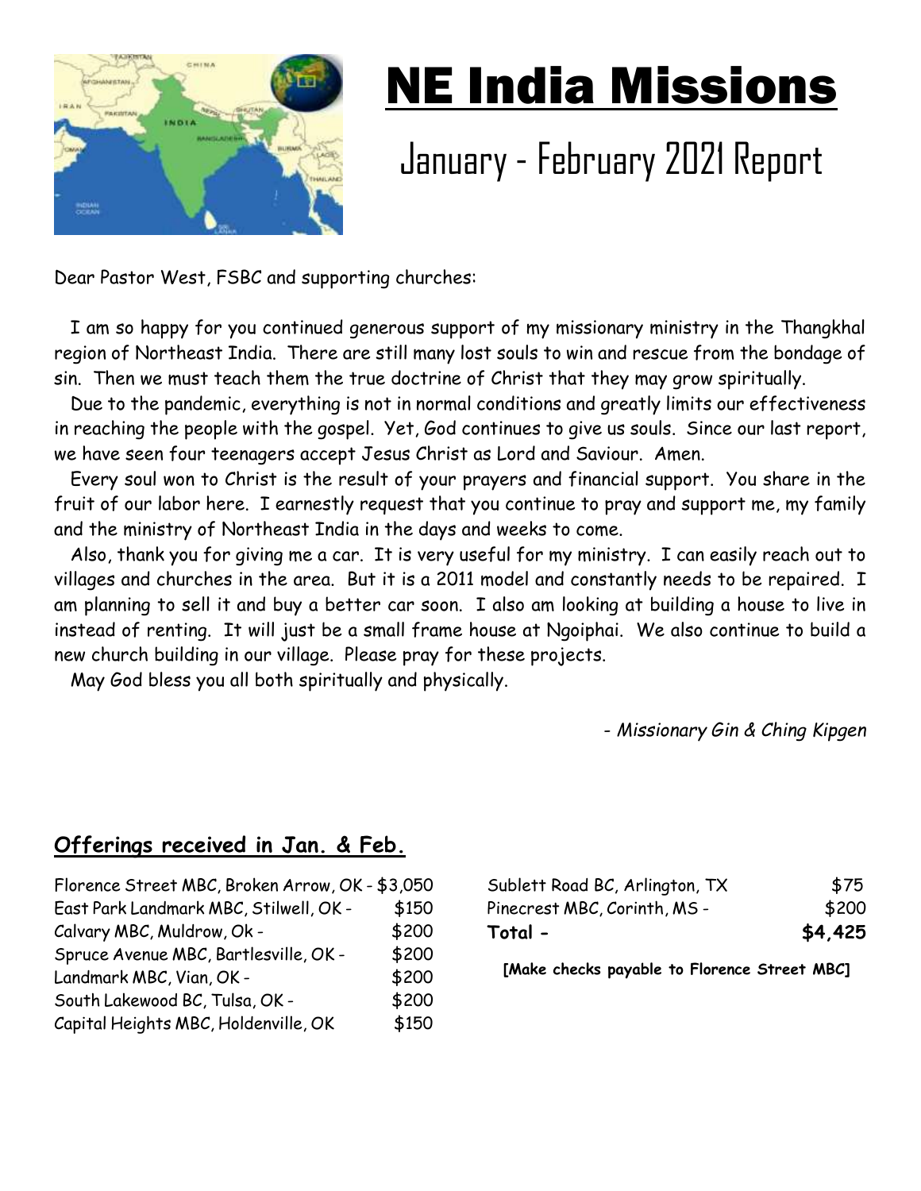# NE India Missions

## January - February 2021 Report

Dear Pastor West, FSBC and supporting churches:

I am so happy for you continued generous support of my missionary ministry in the Thangkhal region of Northeast India. There are still many lost souls to win and rescue from the bondage of sin. Then we must teach them the true doctrine of Christ that they may grow spiritually.

Due to the pandemic, everything is not in normal conditions and greatly limits our effectiveness in reaching the people with the gospel. Yet, God continues to give us souls. Since our last report, we have seen four teenagers accept Jesus Christ as Lord and Saviour. Amen.

Every soul won to Christ is the result of your prayers and financial support. You share in the fruit of our labor here. I earnestly request that you continue to pray and support me, my family and the ministry of Northeast India in the days and weeks to come.

Also, thank you for giving me a car. It is very useful for my ministry. I can easily reach out to villages and churches in the area. But it is a 2011 model and constantly needs to be repaired. I am planning to sell it and buy a better car soon. I also am looking at building a house to live in instead of renting. It will just be a small frame house at Ngoiphai. We also continue to build a new church building in our village. Please pray for these projects.

May God bless you all both spiritually and physically.

*- Missionary Gin & Ching Kipgen*

## Offerings received in Jan. & Feb.

| | |
|---|---|
| Florence Street MBC, Broken Arrow, OK - | $3,050 |
| East Park Landmark MBC, Stilwell, OK - | $150 |
| Calvary MBC, Muldrow, Ok - | $200 |
| Spruce Avenue MBC, Bartlesville, OK - | $200 |
| Landmark MBC, Vian, OK - | $200 |
| South Lakewood BC, Tulsa, OK - | $200 |
| Capital Heights MBC, Holdenville, OK | $150 |
| Sublett Road BC, Arlington, TX | $75 |
| Pinecrest MBC, Corinth, MS - | $200 |
| **Total -** | **$4,425** |

**[Make checks payable to Florence Street MBC]**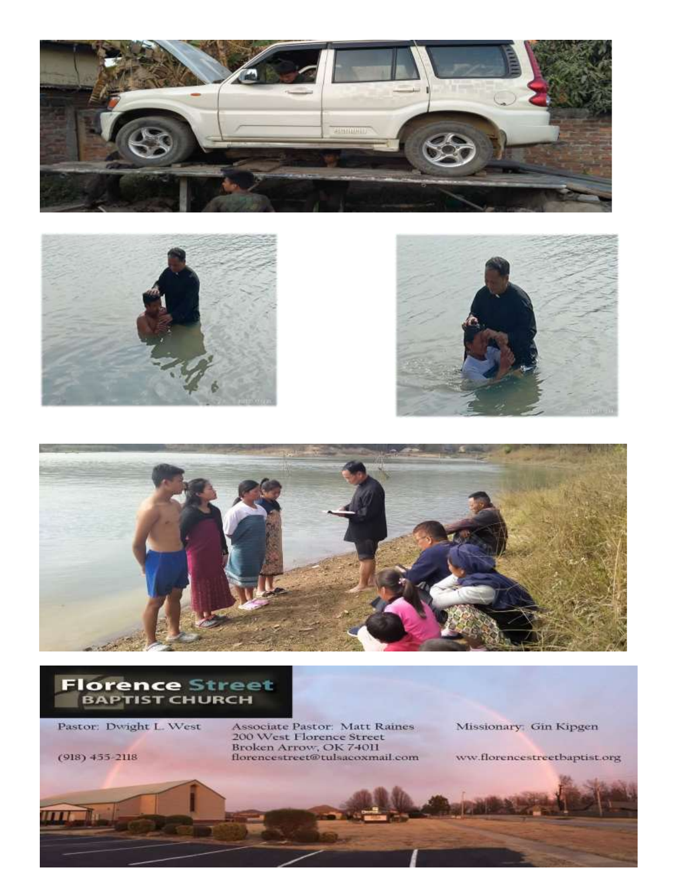**Florence Street BAPTIST CHURCH**

Pastor: Dwight L. West

(918) 455-2118

Associate Pastor: Matt Raines
200 West Florence Street
Broken Arrow, OK 74011
florencestreet@tulsacoxmail.com

Missionary: Gin Kipgen

ww.florencestreetbaptist.org